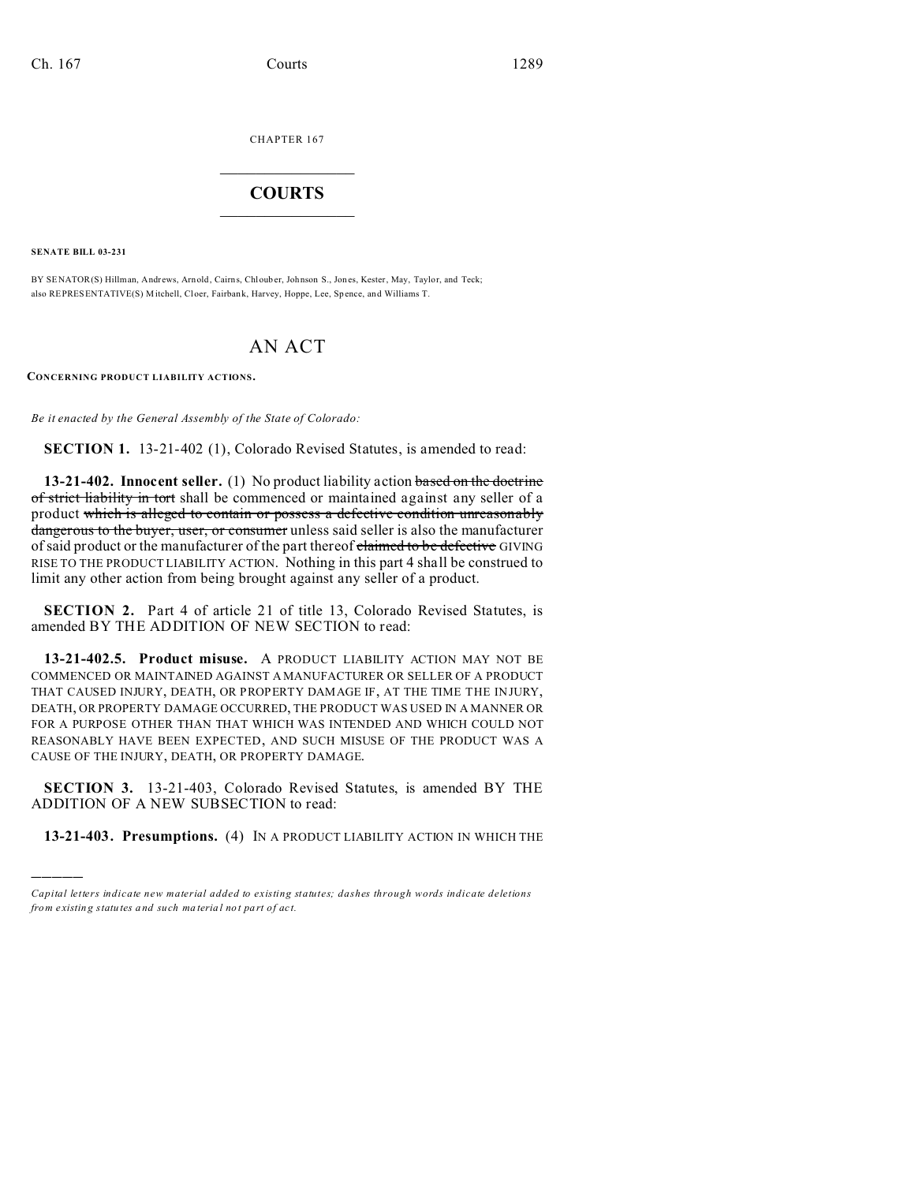CHAPTER 167

# COURTS

**SENATE BILL 03-231**

BY SENATOR(S) Hillman, Andrews, Arnold, Cairns, Chlouber, Johnson S., Jones, Kester, May, Taylor, and Teck;
also REPRESENTATIVE(S) Mitchell, Cloer, Fairbank, Harvey, Hoppe, Lee, Spence, and Williams T.

# AN ACT

**CONCERNING PRODUCT LIABILITY ACTIONS.**

*Be it enacted by the General Assembly of the State of Colorado:*

**SECTION 1.** 13-21-402 (1), Colorado Revised Statutes, is amended to read:

**13-21-402. Innocent seller.** (1) No product liability action ~~based on the doctrine of strict liability in tort~~ shall be commenced or maintained against any seller of a product ~~which is alleged to contain or possess a defective condition unreasonably dangerous to the buyer, user, or consumer~~ unless said seller is also the manufacturer of said product or the manufacturer of the part thereof ~~claimed to be defective~~ GIVING RISE TO THE PRODUCT LIABILITY ACTION. Nothing in this part 4 shall be construed to limit any other action from being brought against any seller of a product.

**SECTION 2.** Part 4 of article 21 of title 13, Colorado Revised Statutes, is amended BY THE ADDITION OF NEW SECTION to read:

**13-21-402.5. Product misuse.** A PRODUCT LIABILITY ACTION MAY NOT BE COMMENCED OR MAINTAINED AGAINST A MANUFACTURER OR SELLER OF A PRODUCT THAT CAUSED INJURY, DEATH, OR PROPERTY DAMAGE IF, AT THE TIME THE INJURY, DEATH, OR PROPERTY DAMAGE OCCURRED, THE PRODUCT WAS USED IN A MANNER OR FOR A PURPOSE OTHER THAN THAT WHICH WAS INTENDED AND WHICH COULD NOT REASONABLY HAVE BEEN EXPECTED, AND SUCH MISUSE OF THE PRODUCT WAS A CAUSE OF THE INJURY, DEATH, OR PROPERTY DAMAGE.

**SECTION 3.** 13-21-403, Colorado Revised Statutes, is amended BY THE ADDITION OF A NEW SUBSECTION to read:

**13-21-403. Presumptions.** (4) IN A PRODUCT LIABILITY ACTION IN WHICH THE

---

*Capital letters indicate new material added to existing statutes; dashes through words indicate deletions from existing statutes and such material not part of act.*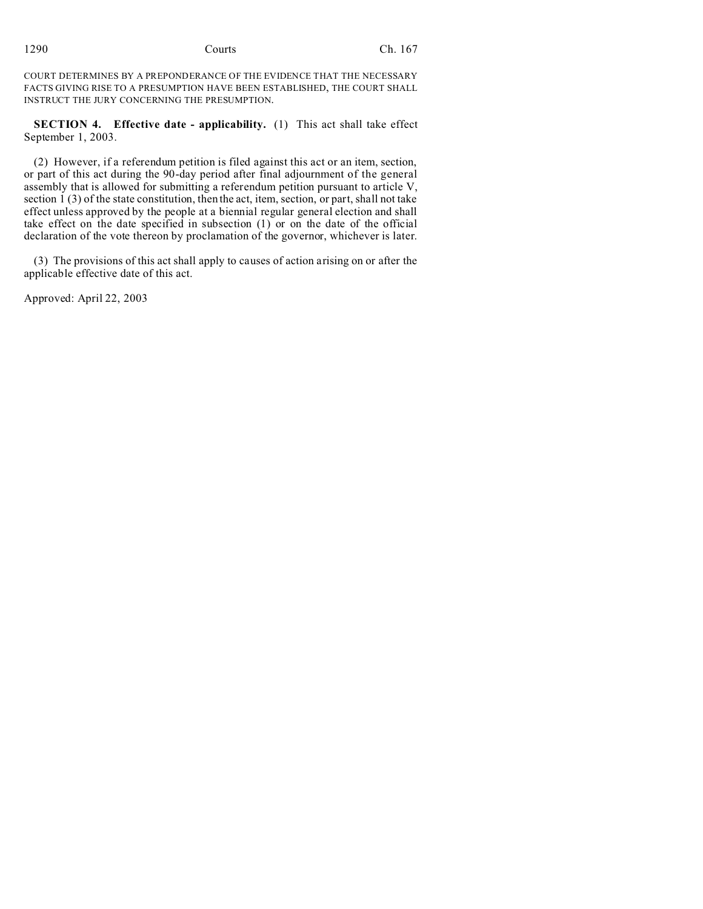COURT DETERMINES BY A PREPONDERANCE OF THE EVIDENCE THAT THE NECESSARY FACTS GIVING RISE TO A PRESUMPTION HAVE BEEN ESTABLISHED, THE COURT SHALL INSTRUCT THE JURY CONCERNING THE PRESUMPTION.

**SECTION 4. Effective date - applicability.** (1) This act shall take effect September 1, 2003.

(2) However, if a referendum petition is filed against this act or an item, section, or part of this act during the 90-day period after final adjournment of the general assembly that is allowed for submitting a referendum petition pursuant to article V, section 1 (3) of the state constitution, then the act, item, section, or part, shall not take effect unless approved by the people at a biennial regular general election and shall take effect on the date specified in subsection (1) or on the date of the official declaration of the vote thereon by proclamation of the governor, whichever is later.

(3) The provisions of this act shall apply to causes of action arising on or after the applicable effective date of this act.

Approved: April 22, 2003